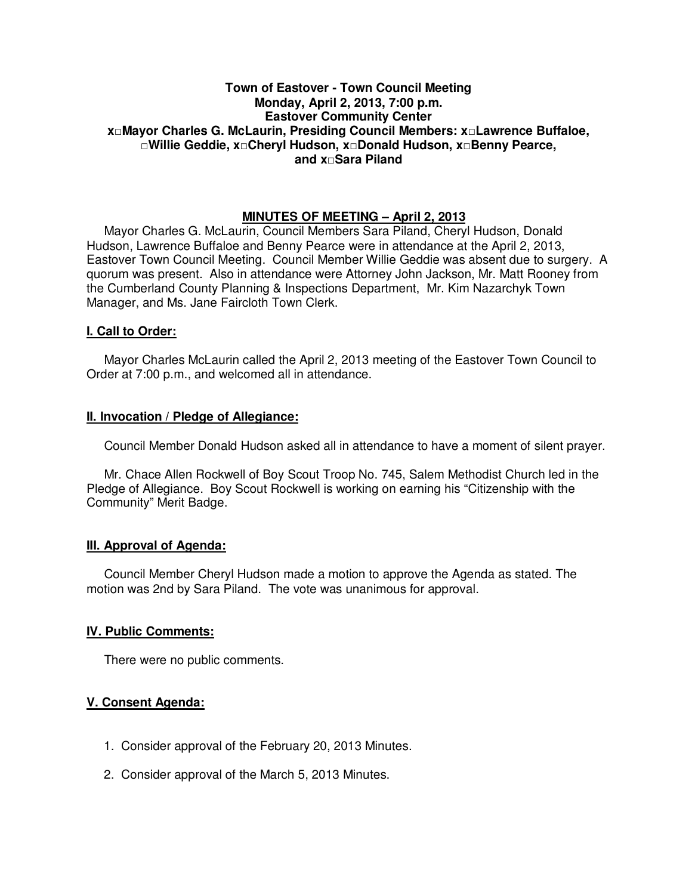**Town of Eastover - Town Council Meeting**
**Monday, April 2, 2013, 7:00 p.m.**
**Eastover Community Center**
**x□Mayor Charles G. McLaurin, Presiding Council Members: x□Lawrence Buffaloe, □Willie Geddie, x□Cheryl Hudson, x□Donald Hudson, x□Benny Pearce, and x□Sara Piland**

## MINUTES OF MEETING – April 2, 2013

Mayor Charles G. McLaurin, Council Members Sara Piland, Cheryl Hudson, Donald Hudson, Lawrence Buffaloe and Benny Pearce were in attendance at the April 2, 2013, Eastover Town Council Meeting. Council Member Willie Geddie was absent due to surgery. A quorum was present. Also in attendance were Attorney John Jackson, Mr. Matt Rooney from the Cumberland County Planning & Inspections Department, Mr. Kim Nazarchyk Town Manager, and Ms. Jane Faircloth Town Clerk.

### I. Call to Order:

Mayor Charles McLaurin called the April 2, 2013 meeting of the Eastover Town Council to Order at 7:00 p.m., and welcomed all in attendance.

### II. Invocation / Pledge of Allegiance:

Council Member Donald Hudson asked all in attendance to have a moment of silent prayer.

Mr. Chace Allen Rockwell of Boy Scout Troop No. 745, Salem Methodist Church led in the Pledge of Allegiance. Boy Scout Rockwell is working on earning his "Citizenship with the Community" Merit Badge.

### III. Approval of Agenda:

Council Member Cheryl Hudson made a motion to approve the Agenda as stated. The motion was 2nd by Sara Piland. The vote was unanimous for approval.

### IV. Public Comments:

There were no public comments.

### V. Consent Agenda:

1. Consider approval of the February 20, 2013 Minutes.
2. Consider approval of the March 5, 2013 Minutes.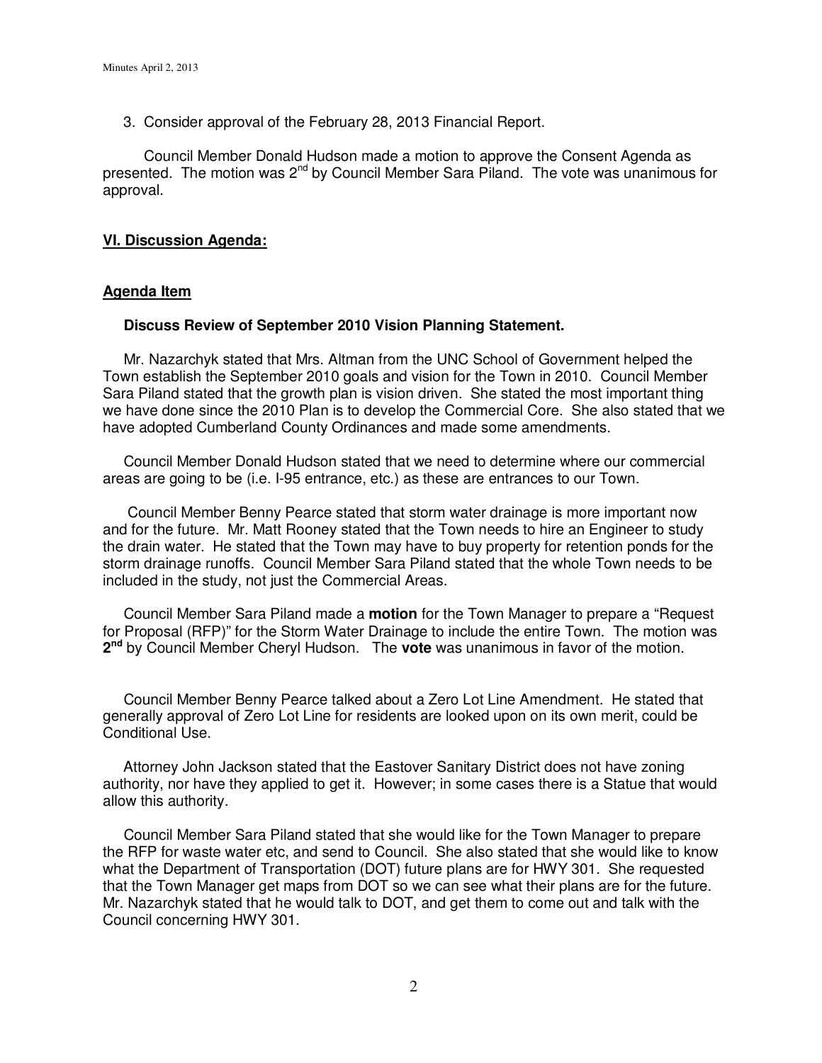3. Consider approval of the February 28, 2013 Financial Report.

Council Member Donald Hudson made a motion to approve the Consent Agenda as presented. The motion was 2nd by Council Member Sara Piland. The vote was unanimous for approval.

## VI. Discussion Agenda:

### Agenda Item

**Discuss Review of September 2010 Vision Planning Statement.**

Mr. Nazarchyk stated that Mrs. Altman from the UNC School of Government helped the Town establish the September 2010 goals and vision for the Town in 2010. Council Member Sara Piland stated that the growth plan is vision driven. She stated the most important thing we have done since the 2010 Plan is to develop the Commercial Core. She also stated that we have adopted Cumberland County Ordinances and made some amendments.

Council Member Donald Hudson stated that we need to determine where our commercial areas are going to be (i.e. I-95 entrance, etc.) as these are entrances to our Town.

Council Member Benny Pearce stated that storm water drainage is more important now and for the future. Mr. Matt Rooney stated that the Town needs to hire an Engineer to study the drain water. He stated that the Town may have to buy property for retention ponds for the storm drainage runoffs. Council Member Sara Piland stated that the whole Town needs to be included in the study, not just the Commercial Areas.

Council Member Sara Piland made a **motion** for the Town Manager to prepare a "Request for Proposal (RFP)" for the Storm Water Drainage to include the entire Town. The motion was **2nd** by Council Member Cheryl Hudson. The **vote** was unanimous in favor of the motion.

Council Member Benny Pearce talked about a Zero Lot Line Amendment. He stated that generally approval of Zero Lot Line for residents are looked upon on its own merit, could be Conditional Use.

Attorney John Jackson stated that the Eastover Sanitary District does not have zoning authority, nor have they applied to get it. However; in some cases there is a Statue that would allow this authority.

Council Member Sara Piland stated that she would like for the Town Manager to prepare the RFP for waste water etc, and send to Council. She also stated that she would like to know what the Department of Transportation (DOT) future plans are for HWY 301. She requested that the Town Manager get maps from DOT so we can see what their plans are for the future. Mr. Nazarchyk stated that he would talk to DOT, and get them to come out and talk with the Council concerning HWY 301.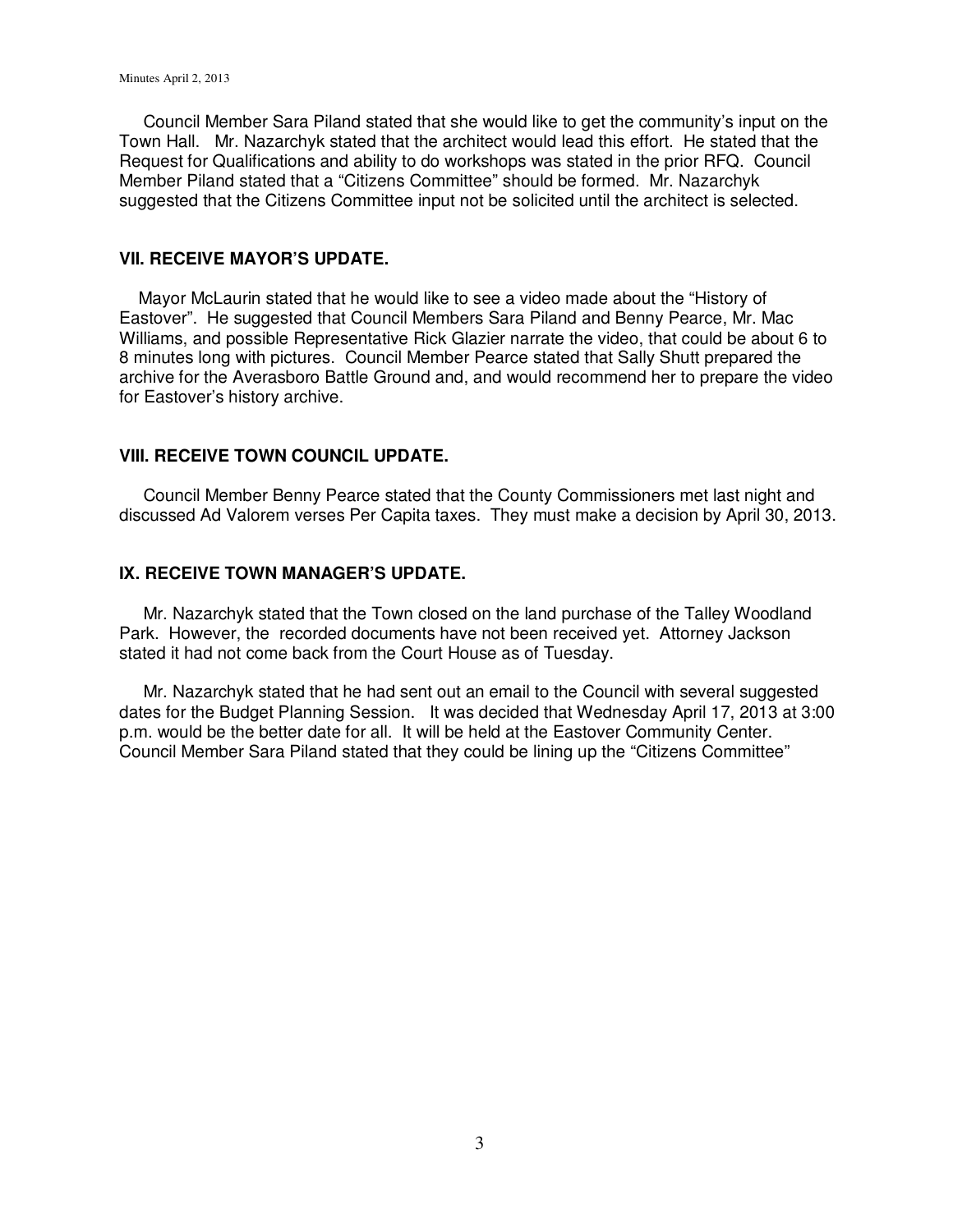Council Member Sara Piland stated that she would like to get the community's input on the Town Hall. Mr. Nazarchyk stated that the architect would lead this effort. He stated that the Request for Qualifications and ability to do workshops was stated in the prior RFQ. Council Member Piland stated that a "Citizens Committee" should be formed. Mr. Nazarchyk suggested that the Citizens Committee input not be solicited until the architect is selected.

## VII. RECEIVE MAYOR'S UPDATE.

Mayor McLaurin stated that he would like to see a video made about the "History of Eastover". He suggested that Council Members Sara Piland and Benny Pearce, Mr. Mac Williams, and possible Representative Rick Glazier narrate the video, that could be about 6 to 8 minutes long with pictures. Council Member Pearce stated that Sally Shutt prepared the archive for the Averasboro Battle Ground and, and would recommend her to prepare the video for Eastover's history archive.

## VIII. RECEIVE TOWN COUNCIL UPDATE.

Council Member Benny Pearce stated that the County Commissioners met last night and discussed Ad Valorem verses Per Capita taxes. They must make a decision by April 30, 2013.

## IX. RECEIVE TOWN MANAGER'S UPDATE.

Mr. Nazarchyk stated that the Town closed on the land purchase of the Talley Woodland Park. However, the recorded documents have not been received yet. Attorney Jackson stated it had not come back from the Court House as of Tuesday.

Mr. Nazarchyk stated that he had sent out an email to the Council with several suggested dates for the Budget Planning Session. It was decided that Wednesday April 17, 2013 at 3:00 p.m. would be the better date for all. It will be held at the Eastover Community Center. Council Member Sara Piland stated that they could be lining up the "Citizens Committee"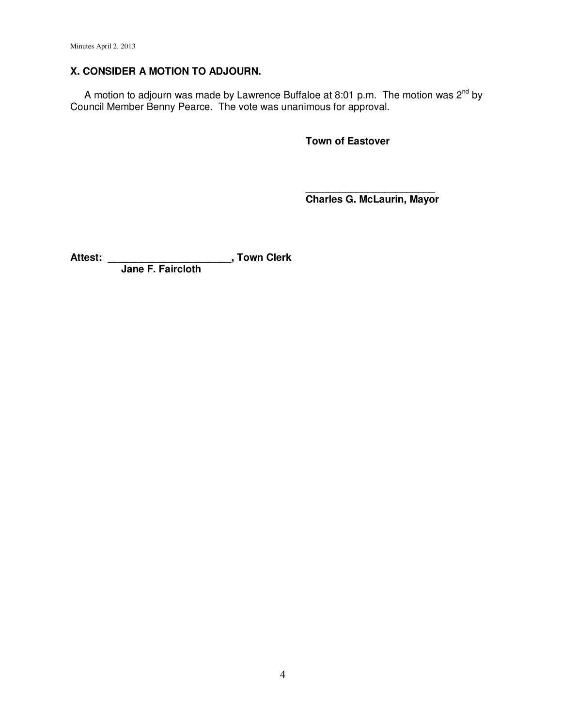**X. CONSIDER A MOTION TO ADJOURN.**

A motion to adjourn was made by Lawrence Buffaloe at 8:01 p.m. The motion was 2nd by Council Member Benny Pearce. The vote was unanimous for approval.

**Town of Eastover**

________________________
**Charles G. McLaurin, Mayor**

**Attest: ______________________, Town Clerk**
**Jane F. Faircloth**